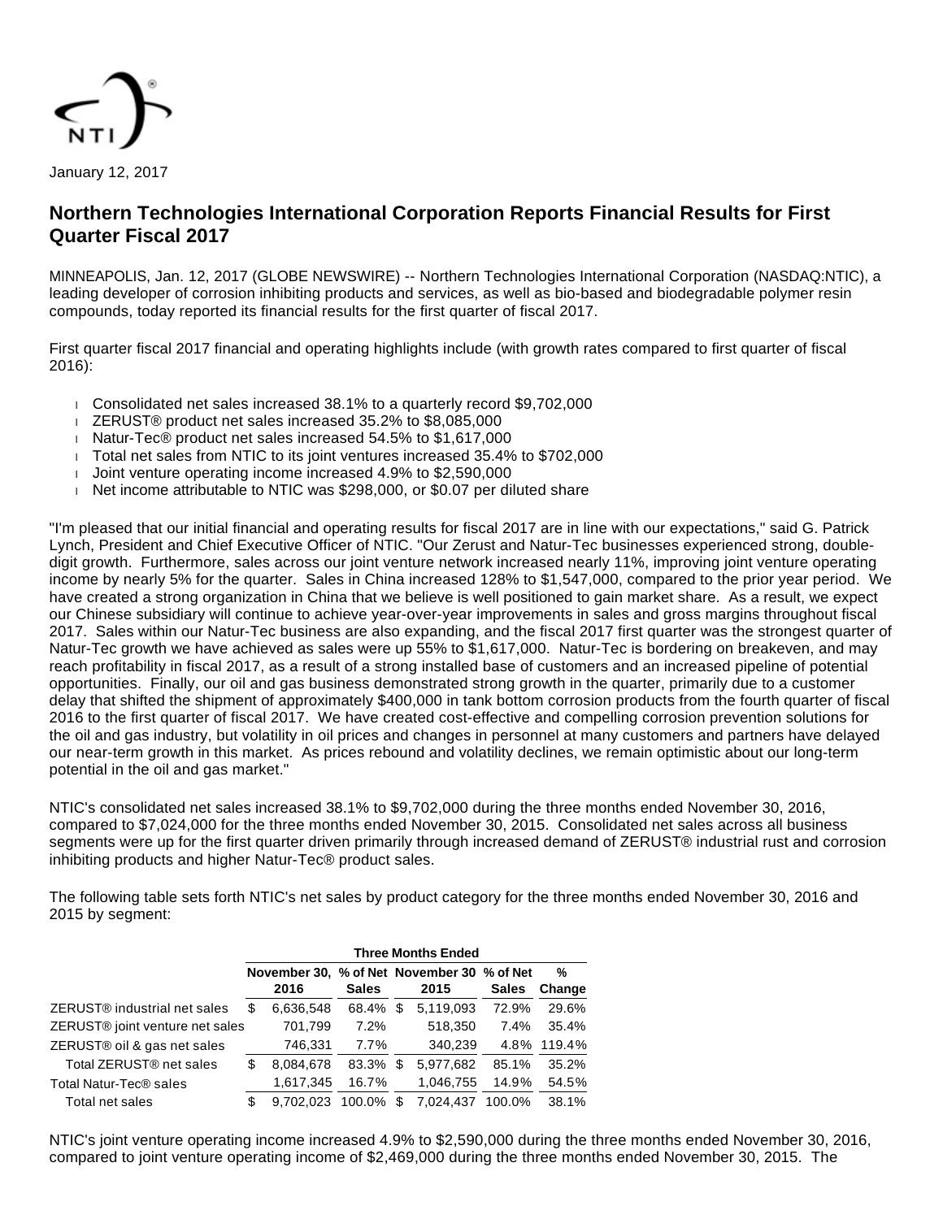January 12, 2017

# Northern Technologies International Corporation Reports Financial Results for First Quarter Fiscal 2017

MINNEAPOLIS, Jan. 12, 2017 (GLOBE NEWSWIRE) -- Northern Technologies International Corporation (NASDAQ:NTIC), a leading developer of corrosion inhibiting products and services, as well as bio-based and biodegradable polymer resin compounds, today reported its financial results for the first quarter of fiscal 2017.

First quarter fiscal 2017 financial and operating highlights include (with growth rates compared to first quarter of fiscal 2016):

- Consolidated net sales increased 38.1% to a quarterly record $9,702,000
- ZERUST® product net sales increased 35.2% to $8,085,000
- Natur-Tec® product net sales increased 54.5% to $1,617,000
- Total net sales from NTIC to its joint ventures increased 35.4% to $702,000
- Joint venture operating income increased 4.9% to $2,590,000
- Net income attributable to NTIC was $298,000, or $0.07 per diluted share

"I'm pleased that our initial financial and operating results for fiscal 2017 are in line with our expectations," said G. Patrick Lynch, President and Chief Executive Officer of NTIC. "Our Zerust and Natur-Tec businesses experienced strong, double-digit growth. Furthermore, sales across our joint venture network increased nearly 11%, improving joint venture operating income by nearly 5% for the quarter. Sales in China increased 128% to $1,547,000, compared to the prior year period. We have created a strong organization in China that we believe is well positioned to gain market share. As a result, we expect our Chinese subsidiary will continue to achieve year-over-year improvements in sales and gross margins throughout fiscal 2017. Sales within our Natur-Tec business are also expanding, and the fiscal 2017 first quarter was the strongest quarter of Natur-Tec growth we have achieved as sales were up 55% to $1,617,000. Natur-Tec is bordering on breakeven, and may reach profitability in fiscal 2017, as a result of a strong installed base of customers and an increased pipeline of potential opportunities. Finally, our oil and gas business demonstrated strong growth in the quarter, primarily due to a customer delay that shifted the shipment of approximately $400,000 in tank bottom corrosion products from the fourth quarter of fiscal 2016 to the first quarter of fiscal 2017. We have created cost-effective and compelling corrosion prevention solutions for the oil and gas industry, but volatility in oil prices and changes in personnel at many customers and partners have delayed our near-term growth in this market. As prices rebound and volatility declines, we remain optimistic about our long-term potential in the oil and gas market."

NTIC's consolidated net sales increased 38.1% to $9,702,000 during the three months ended November 30, 2016, compared to $7,024,000 for the three months ended November 30, 2015. Consolidated net sales across all business segments were up for the first quarter driven primarily through increased demand of ZERUST® industrial rust and corrosion inhibiting products and higher Natur-Tec® product sales.

The following table sets forth NTIC's net sales by product category for the three months ended November 30, 2016 and 2015 by segment:

| | Three Months Ended | | | | |
|---|---|---|---|---|---|
| | November 30, 2016 | % of Net Sales | November 30 2015 | % of Net Sales | % Change |
| ZERUST® industrial net sales | $ 6,636,548 | 68.4% | $ 5,119,093 | 72.9% | 29.6% |
| ZERUST® joint venture net sales | 701,799 | 7.2% | 518,350 | 7.4% | 35.4% |
| ZERUST® oil & gas net sales | 746,331 | 7.7% | 340,239 | 4.8% | 119.4% |
| Total ZERUST® net sales | $ 8,084,678 | 83.3% | $ 5,977,682 | 85.1% | 35.2% |
| Total Natur-Tec® sales | 1,617,345 | 16.7% | 1,046,755 | 14.9% | 54.5% |
| Total net sales | $ 9,702,023 | 100.0% | $ 7,024,437 | 100.0% | 38.1% |

NTIC's joint venture operating income increased 4.9% to $2,590,000 during the three months ended November 30, 2016, compared to joint venture operating income of $2,469,000 during the three months ended November 30, 2015. The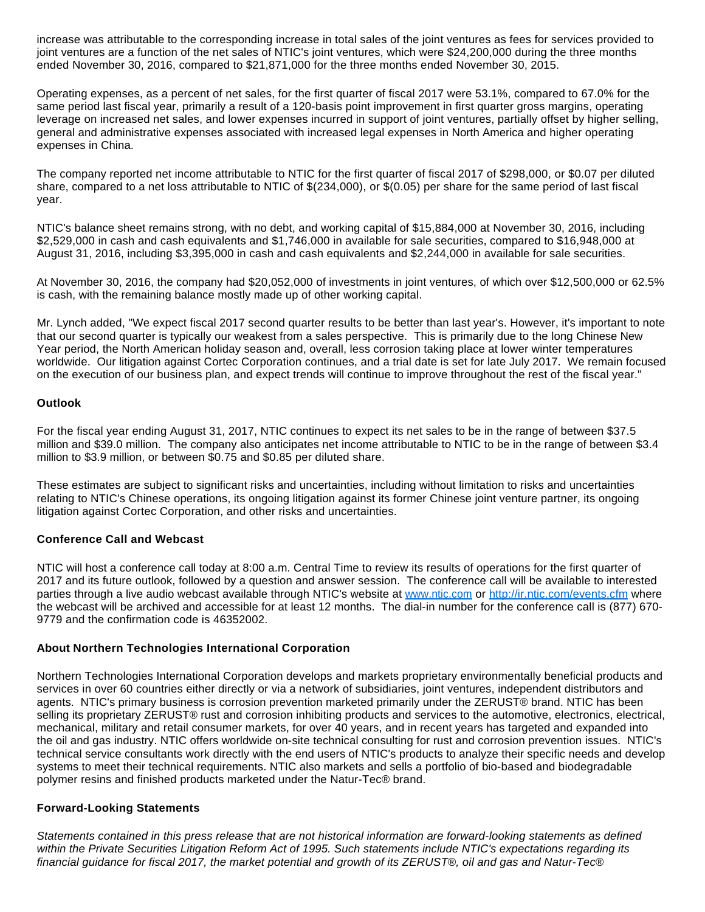increase was attributable to the corresponding increase in total sales of the joint ventures as fees for services provided to joint ventures are a function of the net sales of NTIC's joint ventures, which were $24,200,000 during the three months ended November 30, 2016, compared to $21,871,000 for the three months ended November 30, 2015.

Operating expenses, as a percent of net sales, for the first quarter of fiscal 2017 were 53.1%, compared to 67.0% for the same period last fiscal year, primarily a result of a 120-basis point improvement in first quarter gross margins, operating leverage on increased net sales, and lower expenses incurred in support of joint ventures, partially offset by higher selling, general and administrative expenses associated with increased legal expenses in North America and higher operating expenses in China.

The company reported net income attributable to NTIC for the first quarter of fiscal 2017 of $298,000, or $0.07 per diluted share, compared to a net loss attributable to NTIC of $(234,000), or $(0.05) per share for the same period of last fiscal year.

NTIC's balance sheet remains strong, with no debt, and working capital of $15,884,000 at November 30, 2016, including $2,529,000 in cash and cash equivalents and $1,746,000 in available for sale securities, compared to $16,948,000 at August 31, 2016, including $3,395,000 in cash and cash equivalents and $2,244,000 in available for sale securities.

At November 30, 2016, the company had $20,052,000 of investments in joint ventures, of which over $12,500,000 or 62.5% is cash, with the remaining balance mostly made up of other working capital.

Mr. Lynch added, "We expect fiscal 2017 second quarter results to be better than last year's. However, it's important to note that our second quarter is typically our weakest from a sales perspective. This is primarily due to the long Chinese New Year period, the North American holiday season and, overall, less corrosion taking place at lower winter temperatures worldwide. Our litigation against Cortec Corporation continues, and a trial date is set for late July 2017. We remain focused on the execution of our business plan, and expect trends will continue to improve throughout the rest of the fiscal year."

**Outlook**

For the fiscal year ending August 31, 2017, NTIC continues to expect its net sales to be in the range of between $37.5 million and $39.0 million. The company also anticipates net income attributable to NTIC to be in the range of between $3.4 million to $3.9 million, or between $0.75 and $0.85 per diluted share.

These estimates are subject to significant risks and uncertainties, including without limitation to risks and uncertainties relating to NTIC's Chinese operations, its ongoing litigation against its former Chinese joint venture partner, its ongoing litigation against Cortec Corporation, and other risks and uncertainties.

**Conference Call and Webcast**

NTIC will host a conference call today at 8:00 a.m. Central Time to review its results of operations for the first quarter of 2017 and its future outlook, followed by a question and answer session. The conference call will be available to interested parties through a live audio webcast available through NTIC's website at www.ntic.com or http://ir.ntic.com/events.cfm where the webcast will be archived and accessible for at least 12 months. The dial-in number for the conference call is (877) 670-9779 and the confirmation code is 46352002.

**About Northern Technologies International Corporation**

Northern Technologies International Corporation develops and markets proprietary environmentally beneficial products and services in over 60 countries either directly or via a network of subsidiaries, joint ventures, independent distributors and agents. NTIC's primary business is corrosion prevention marketed primarily under the ZERUST® brand. NTIC has been selling its proprietary ZERUST® rust and corrosion inhibiting products and services to the automotive, electronics, electrical, mechanical, military and retail consumer markets, for over 40 years, and in recent years has targeted and expanded into the oil and gas industry. NTIC offers worldwide on-site technical consulting for rust and corrosion prevention issues. NTIC's technical service consultants work directly with the end users of NTIC's products to analyze their specific needs and develop systems to meet their technical requirements. NTIC also markets and sells a portfolio of bio-based and biodegradable polymer resins and finished products marketed under the Natur-Tec® brand.

**Forward-Looking Statements**

*Statements contained in this press release that are not historical information are forward-looking statements as defined within the Private Securities Litigation Reform Act of 1995. Such statements include NTIC's expectations regarding its financial guidance for fiscal 2017, the market potential and growth of its ZERUST®, oil and gas and Natur-Tec®*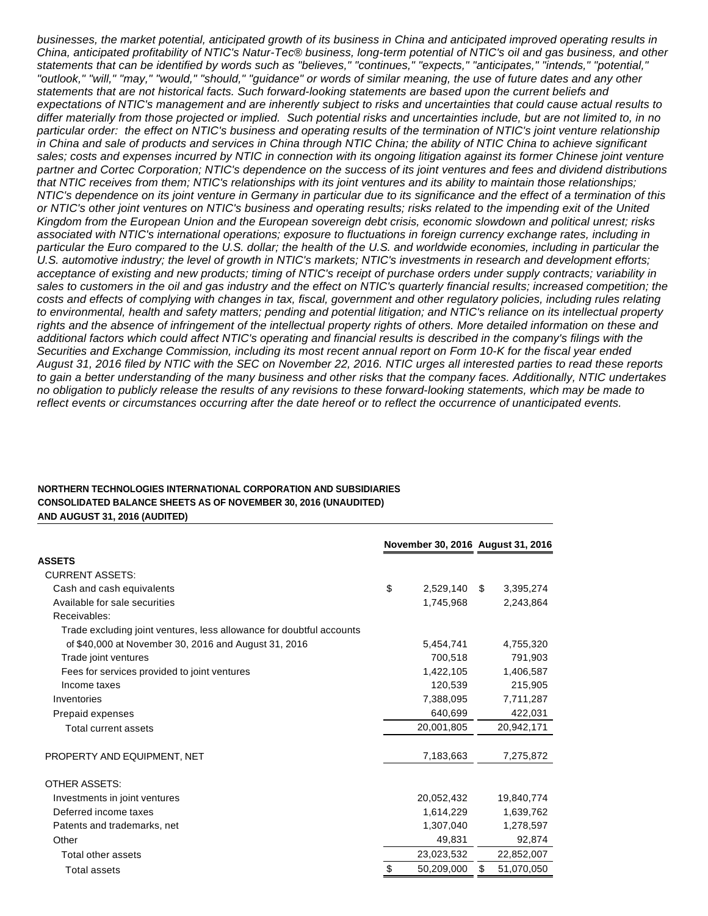*businesses, the market potential, anticipated growth of its business in China and anticipated improved operating results in China, anticipated profitability of NTIC's Natur-Tec® business, long-term potential of NTIC's oil and gas business, and other statements that can be identified by words such as "believes," "continues," "expects," "anticipates," "intends," "potential," "outlook," "will," "may," "would," "should," "guidance" or words of similar meaning, the use of future dates and any other statements that are not historical facts. Such forward-looking statements are based upon the current beliefs and expectations of NTIC's management and are inherently subject to risks and uncertainties that could cause actual results to differ materially from those projected or implied. Such potential risks and uncertainties include, but are not limited to, in no particular order: the effect on NTIC's business and operating results of the termination of NTIC's joint venture relationship in China and sale of products and services in China through NTIC China; the ability of NTIC China to achieve significant sales; costs and expenses incurred by NTIC in connection with its ongoing litigation against its former Chinese joint venture partner and Cortec Corporation; NTIC's dependence on the success of its joint ventures and fees and dividend distributions that NTIC receives from them; NTIC's relationships with its joint ventures and its ability to maintain those relationships; NTIC's dependence on its joint venture in Germany in particular due to its significance and the effect of a termination of this or NTIC's other joint ventures on NTIC's business and operating results; risks related to the impending exit of the United Kingdom from the European Union and the European sovereign debt crisis, economic slowdown and political unrest; risks associated with NTIC's international operations; exposure to fluctuations in foreign currency exchange rates, including in particular the Euro compared to the U.S. dollar; the health of the U.S. and worldwide economies, including in particular the U.S. automotive industry; the level of growth in NTIC's markets; NTIC's investments in research and development efforts; acceptance of existing and new products; timing of NTIC's receipt of purchase orders under supply contracts; variability in sales to customers in the oil and gas industry and the effect on NTIC's quarterly financial results; increased competition; the costs and effects of complying with changes in tax, fiscal, government and other regulatory policies, including rules relating to environmental, health and safety matters; pending and potential litigation; and NTIC's reliance on its intellectual property rights and the absence of infringement of the intellectual property rights of others. More detailed information on these and additional factors which could affect NTIC's operating and financial results is described in the company's filings with the Securities and Exchange Commission, including its most recent annual report on Form 10-K for the fiscal year ended August 31, 2016 filed by NTIC with the SEC on November 22, 2016. NTIC urges all interested parties to read these reports to gain a better understanding of the many business and other risks that the company faces. Additionally, NTIC undertakes no obligation to publicly release the results of any revisions to these forward-looking statements, which may be made to reflect events or circumstances occurring after the date hereof or to reflect the occurrence of unanticipated events.*

**NORTHERN TECHNOLOGIES INTERNATIONAL CORPORATION AND SUBSIDIARIES**
**CONSOLIDATED BALANCE SHEETS AS OF NOVEMBER 30, 2016 (UNAUDITED)**
**AND AUGUST 31, 2016 (AUDITED)**

| | November 30, 2016 | August 31, 2016 |
|---|---|---|
| **ASSETS** | | |
| CURRENT ASSETS: | | |
| Cash and cash equivalents | $ 2,529,140 | $ 3,395,274 |
| Available for sale securities | 1,745,968 | 2,243,864 |
| Receivables: | | |
| Trade excluding joint ventures, less allowance for doubtful accounts of $40,000 at November 30, 2016 and August 31, 2016 | 5,454,741 | 4,755,320 |
| Trade joint ventures | 700,518 | 791,903 |
| Fees for services provided to joint ventures | 1,422,105 | 1,406,587 |
| Income taxes | 120,539 | 215,905 |
| Inventories | 7,388,095 | 7,711,287 |
| Prepaid expenses | 640,699 | 422,031 |
| Total current assets | 20,001,805 | 20,942,171 |
| PROPERTY AND EQUIPMENT, NET | 7,183,663 | 7,275,872 |
| OTHER ASSETS: | | |
| Investments in joint ventures | 20,052,432 | 19,840,774 |
| Deferred income taxes | 1,614,229 | 1,639,762 |
| Patents and trademarks, net | 1,307,040 | 1,278,597 |
| Other | 49,831 | 92,874 |
| Total other assets | 23,023,532 | 22,852,007 |
| Total assets | $ 50,209,000 | $ 51,070,050 |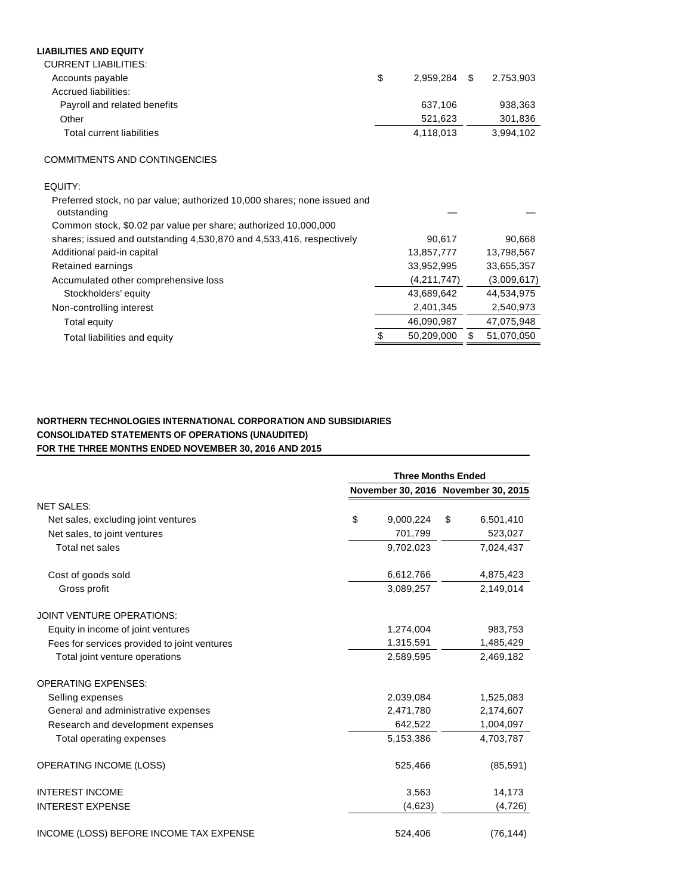| LIABILITIES AND EQUITY | | |
|---|---|---|
| CURRENT LIABILITIES: | | |
| Accounts payable | $ 2,959,284 | $ 2,753,903 |
| Accrued liabilities: | | |
| Payroll and related benefits | 637,106 | 938,363 |
| Other | 521,623 | 301,836 |
| Total current liabilities | 4,118,013 | 3,994,102 |
| | | |
| COMMITMENTS AND CONTINGENCIES | | |
| | | |
| EQUITY: | | |
| Preferred stock, no par value; authorized 10,000 shares; none issued and outstanding | — | — |
| Common stock, $0.02 par value per share; authorized 10,000,000 shares; issued and outstanding 4,530,870 and 4,533,416, respectively | 90,617 | 90,668 |
| Additional paid-in capital | 13,857,777 | 13,798,567 |
| Retained earnings | 33,952,995 | 33,655,357 |
| Accumulated other comprehensive loss | (4,211,747) | (3,009,617) |
| Stockholders' equity | 43,689,642 | 44,534,975 |
| Non-controlling interest | 2,401,345 | 2,540,973 |
| Total equity | 46,090,987 | 47,075,948 |
| Total liabilities and equity | $ 50,209,000 | $ 51,070,050 |

**NORTHERN TECHNOLOGIES INTERNATIONAL CORPORATION AND SUBSIDIARIES**
**CONSOLIDATED STATEMENTS OF OPERATIONS (UNAUDITED)**
**FOR THE THREE MONTHS ENDED NOVEMBER 30, 2016 AND 2015**

| | Three Months Ended | |
|---|---|---|
| | November 30, 2016 | November 30, 2015 |
| NET SALES: | | |
| Net sales, excluding joint ventures | $ 9,000,224 | $ 6,501,410 |
| Net sales, to joint ventures | 701,799 | 523,027 |
| Total net sales | 9,702,023 | 7,024,437 |
| | | |
| Cost of goods sold | 6,612,766 | 4,875,423 |
| Gross profit | 3,089,257 | 2,149,014 |
| | | |
| JOINT VENTURE OPERATIONS: | | |
| Equity in income of joint ventures | 1,274,004 | 983,753 |
| Fees for services provided to joint ventures | 1,315,591 | 1,485,429 |
| Total joint venture operations | 2,589,595 | 2,469,182 |
| | | |
| OPERATING EXPENSES: | | |
| Selling expenses | 2,039,084 | 1,525,083 |
| General and administrative expenses | 2,471,780 | 2,174,607 |
| Research and development expenses | 642,522 | 1,004,097 |
| Total operating expenses | 5,153,386 | 4,703,787 |
| | | |
| OPERATING INCOME (LOSS) | 525,466 | (85,591) |
| | | |
| INTEREST INCOME | 3,563 | 14,173 |
| INTEREST EXPENSE | (4,623) | (4,726) |
| | | |
| INCOME (LOSS) BEFORE INCOME TAX EXPENSE | 524,406 | (76,144) |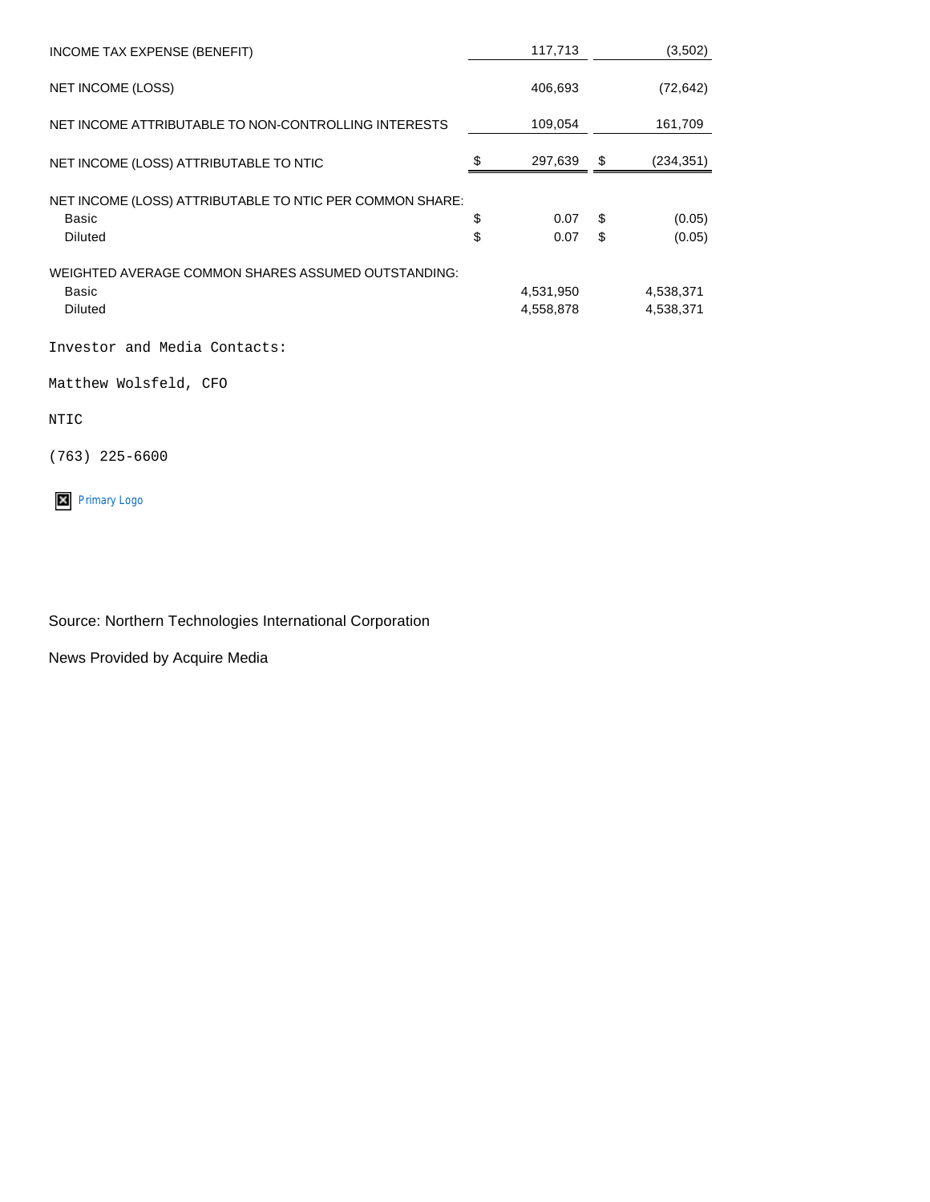| | | |
|---|---|---|
| INCOME TAX EXPENSE (BENEFIT) | 117,713 | (3,502) |
| NET INCOME (LOSS) | 406,693 | (72,642) |
| NET INCOME ATTRIBUTABLE TO NON-CONTROLLING INTERESTS | 109,054 | 161,709 |
| NET INCOME (LOSS) ATTRIBUTABLE TO NTIC | $ 297,639 | $ (234,351) |
| NET INCOME (LOSS) ATTRIBUTABLE TO NTIC PER COMMON SHARE: | | |
| Basic | $ 0.07 | $ (0.05) |
| Diluted | $ 0.07 | $ (0.05) |
| WEIGHTED AVERAGE COMMON SHARES ASSUMED OUTSTANDING: | | |
| Basic | 4,531,950 | 4,538,371 |
| Diluted | 4,558,878 | 4,538,371 |

Investor and Media Contacts:

Matthew Wolsfeld, CFO

NTIC

(763) 225-6600

Primary Logo

Source: Northern Technologies International Corporation

News Provided by Acquire Media